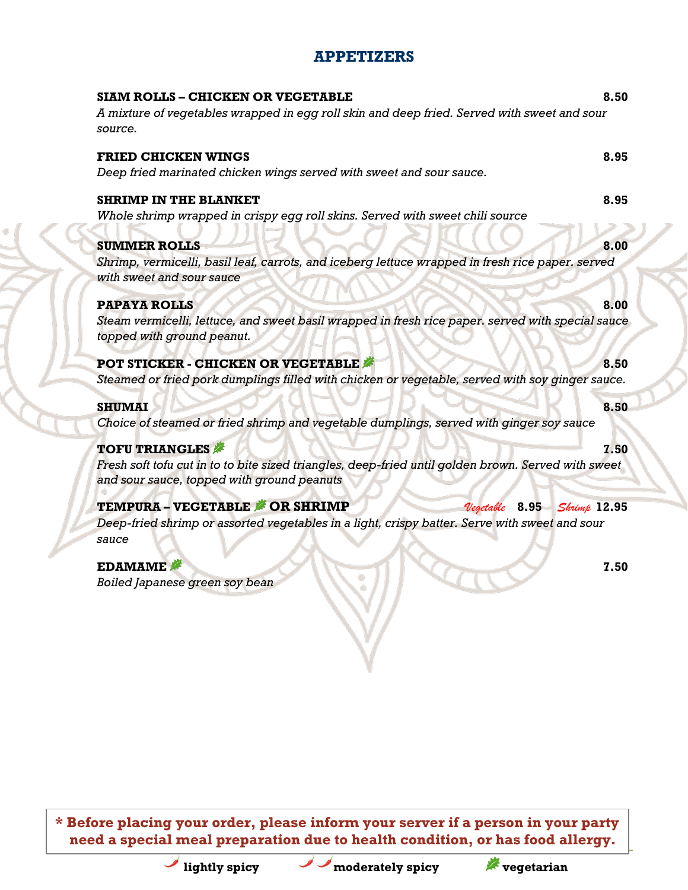# APPETIZERS

**SIAM ROLLS – CHICKEN OR VEGETABLE** **8.50**
*A mixture of vegetables wrapped in egg roll skin and deep fried. Served with sweet and sour source.*

**FRIED CHICKEN WINGS** **8.95**
*Deep fried marinated chicken wings served with sweet and sour sauce.*

**SHRIMP IN THE BLANKET** **8.95**
*Whole shrimp wrapped in crispy egg roll skins. Served with sweet chili source*

**SUMMER ROLLS** **8.00**
*Shrimp, vermicelli, basil leaf, carrots, and iceberg lettuce wrapped in fresh rice paper. served with sweet and sour sauce*

**PAPAYA ROLLS** **8.00**
*Steam vermicelli, lettuce, and sweet basil wrapped in fresh rice paper. served with special sauce topped with ground peanut.*

**POT STICKER - CHICKEN OR VEGETABLE** (vegetarian) **8.50**
*Steamed or fried pork dumplings filled with chicken or vegetable, served with soy ginger sauce.*

**SHUMAI** **8.50**
*Choice of steamed or fried shrimp and vegetable dumplings, served with ginger soy sauce*

**TOFU TRIANGLES** (vegetarian) **7.50**
*Fresh soft tofu cut in to to bite sized triangles, deep-fried until golden brown. Served with sweet and sour sauce, topped with ground peanuts*

**TEMPURA – VEGETABLE** (vegetarian) **OR SHRIMP** *Vegetable* **8.95** *Shrimp* **12.95**
*Deep-fried shrimp or assorted vegetables in a light, crispy batter. Serve with sweet and sour sauce*

**EDAMAME** (vegetarian) **7.50**
*Boiled Japanese green soy bean*

**\* Before placing your order, please inform your server if a person in your party need a special meal preparation due to health condition, or has food allergy.**

**lightly spicy** (one chili) **moderately spicy** (two chilies) **vegetarian** (leaf)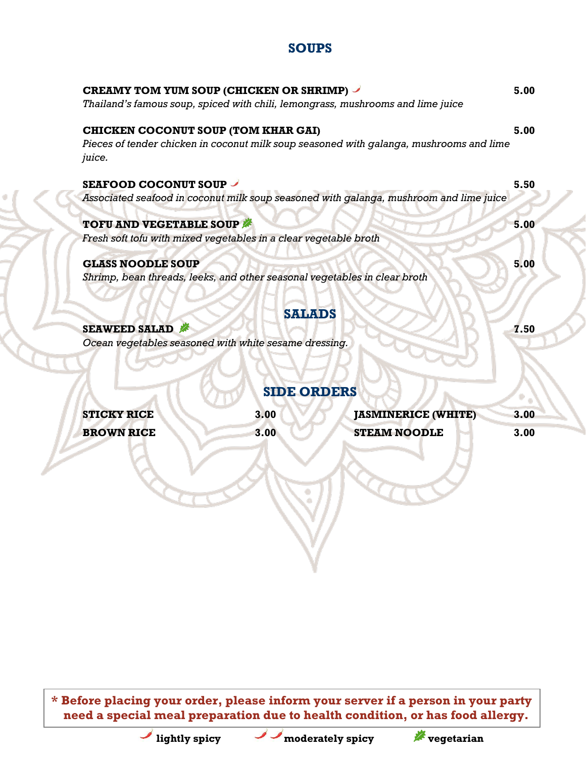## SOUPS

**CREAMY TOM YUM SOUP (CHICKEN OR SHRIMP)** 🌶 — **5.00**
*Thailand's famous soup, spiced with chili, lemongrass, mushrooms and lime juice*

**CHICKEN COCONUT SOUP (TOM KHAR GAI)** — **5.00**
*Pieces of tender chicken in coconut milk soup seasoned with galanga, mushrooms and lime juice.*

**SEAFOOD COCONUT SOUP** 🌶 — **5.50**
*Associated seafood in coconut milk soup seasoned with galanga, mushroom and lime juice*

**TOFU AND VEGETABLE SOUP** 🌿 — **5.00**
*Fresh soft tofu with mixed vegetables in a clear vegetable broth*

**GLASS NOODLE SOUP** — **5.00**
*Shrimp, bean threads, leeks, and other seasonal vegetables in clear broth*

## SALADS

**SEAWEED SALAD** 🌿 — **7.50**
*Ocean vegetables seasoned with white sesame dressing.*

## SIDE ORDERS

| | | | |
|---|---|---|---|
| **STICKY RICE** | **3.00** | **JASMINERICE (WHITE)** | **3.00** |
| **BROWN RICE** | **3.00** | **STEAM NOODLE** | **3.00** |

**\* Before placing your order, please inform your server if a person in your party need a special meal preparation due to health condition, or has food allergy.**

🌶 **lightly spicy** 🌶🌶 **moderately spicy** 🌿 **vegetarian**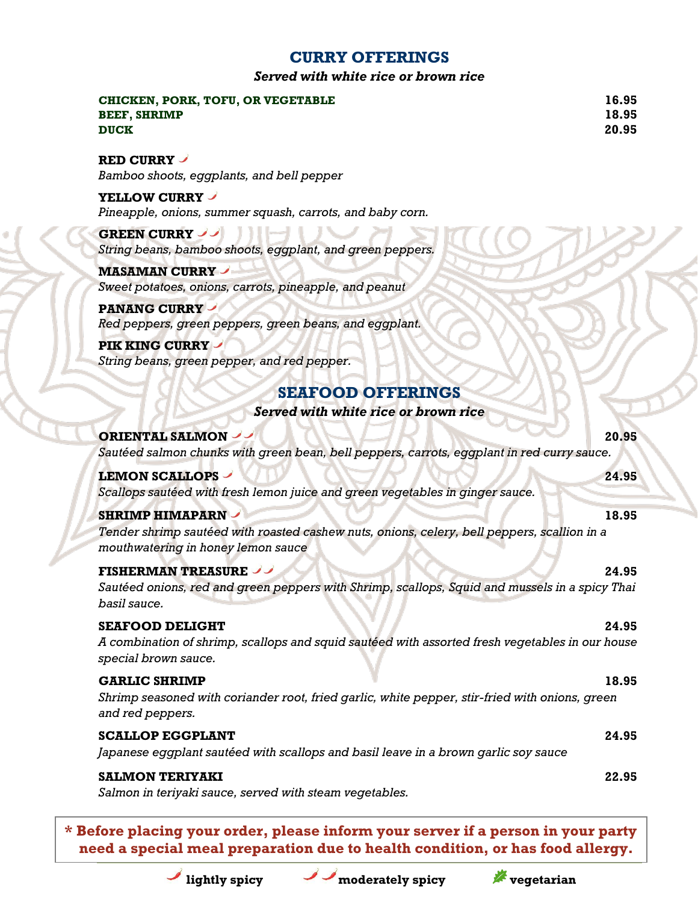## CURRY OFFERINGS

*Served with white rice or brown rice*

| | |
|---|---|
| **CHICKEN, PORK, TOFU, OR VEGETABLE** | **16.95** |
| **BEEF, SHRIMP** | **18.95** |
| **DUCK** | **20.95** |

**RED CURRY** 🌶
*Bamboo shoots, eggplants, and bell pepper*

**YELLOW CURRY** 🌶
*Pineapple, onions, summer squash, carrots, and baby corn.*

**GREEN CURRY** 🌶🌶
*String beans, bamboo shoots, eggplant, and green peppers.*

**MASAMAN CURRY** 🌶
*Sweet potatoes, onions, carrots, pineapple, and peanut*

**PANANG CURRY** 🌶
*Red peppers, green peppers, green beans, and eggplant.*

**PIK KING CURRY** 🌶
*String beans, green pepper, and red pepper.*

## SEAFOOD OFFERINGS

*Served with white rice or brown rice*

**ORIENTAL SALMON** 🌶🌶 — **20.95**
*Sautéed salmon chunks with green bean, bell peppers, carrots, eggplant in red curry sauce.*

**LEMON SCALLOPS** 🌶 — **24.95**
*Scallops sautéed with fresh lemon juice and green vegetables in ginger sauce.*

**SHRIMP HIMAPARN** 🌶 — **18.95**
*Tender shrimp sautéed with roasted cashew nuts, onions, celery, bell peppers, scallion in a mouthwatering in honey lemon sauce*

**FISHERMAN TREASURE** 🌶🌶 — **24.95**
*Sautéed onions, red and green peppers with Shrimp, scallops, Squid and mussels in a spicy Thai basil sauce.*

**SEAFOOD DELIGHT** — **24.95**
*A combination of shrimp, scallops and squid sautéed with assorted fresh vegetables in our house special brown sauce.*

**GARLIC SHRIMP** — **18.95**
*Shrimp seasoned with coriander root, fried garlic, white pepper, stir-fried with onions, green and red peppers.*

**SCALLOP EGGPLANT** — **24.95**
*Japanese eggplant sautéed with scallops and basil leave in a brown garlic soy sauce*

**SALMON TERIYAKI** — **22.95**
*Salmon in teriyaki sauce, served with steam vegetables.*

**\* Before placing your order, please inform your server if a person in your party need a special meal preparation due to health condition, or has food allergy.**

🌶 **lightly spicy** 🌶🌶 **moderately spicy** 🌿 **vegetarian**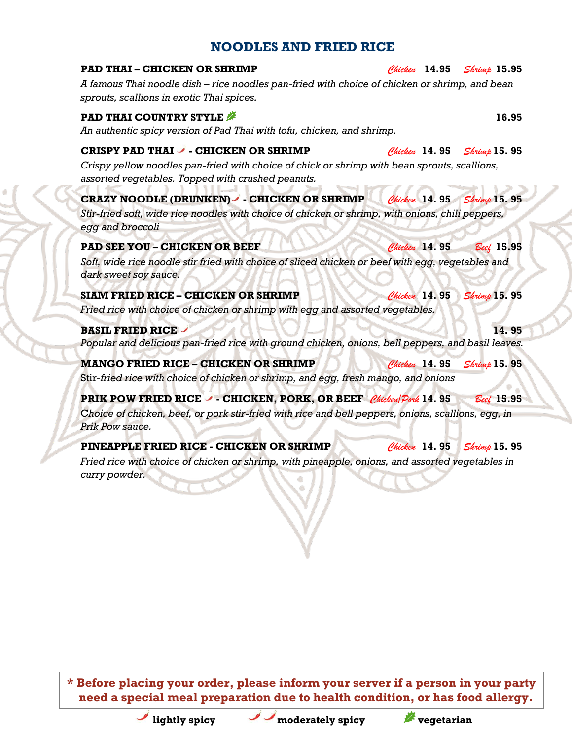## NOODLES AND FRIED RICE

**PAD THAI – CHICKEN OR SHRIMP** — *Chicken* **14.95** *Shrimp* **15.95**

*A famous Thai noodle dish – rice noodles pan-fried with choice of chicken or shrimp, and bean sprouts, scallions in exotic Thai spices.*

**PAD THAI COUNTRY STYLE** 🌿 — **16.95**

*An authentic spicy version of Pad Thai with tofu, chicken, and shrimp.*

**CRISPY PAD THAI** 🌶 **- CHICKEN OR SHRIMP** — *Chicken* **14. 95** *Shrimp* **15. 95**

*Crispy yellow noodles pan-fried with choice of chick or shrimp with bean sprouts, scallions, assorted vegetables. Topped with crushed peanuts.*

**CRAZY NOODLE (DRUNKEN)** 🌶 **- CHICKEN OR SHRIMP** — *Chicken* **14. 95** *Shrimp* **15. 95**

*Stir-fried soft, wide rice noodles with choice of chicken or shrimp, with onions, chili peppers, egg and broccoli*

**PAD SEE YOU – CHICKEN OR BEEF** — *Chicken* **14. 95** *Beef* **15.95**

*Soft, wide rice noodle stir fried with choice of sliced chicken or beef with egg, vegetables and dark sweet soy sauce.*

**SIAM FRIED RICE – CHICKEN OR SHRIMP** — *Chicken* **14. 95** *Shrimp* **15. 95**

*Fried rice with choice of chicken or shrimp with egg and assorted vegetables.*

**BASIL FRIED RICE** 🌶 — **14. 95**

*Popular and delicious pan-fried rice with ground chicken, onions, bell peppers, and basil leaves.*

**MANGO FRIED RICE – CHICKEN OR SHRIMP** — *Chicken* **14. 95** *Shrimp* **15. 95**

Stir-*fried rice with choice of chicken or shrimp, and egg, fresh mango, and onions*

**PRIK POW FRIED RICE** 🌶 **- CHICKEN, PORK, OR BEEF** — *Chicken/Pork* **14. 95** *Beef* **15.95**

C*hoice of chicken, beef, or pork stir-fried with rice and bell peppers, onions, scallions, egg, in Prik Pow sauce.*

**PINEAPPLE FRIED RICE - CHICKEN OR SHRIMP** — *Chicken* **14. 95** *Shrimp* **15. 95**

*Fried rice with choice of chicken or shrimp, with pineapple, onions, and assorted vegetables in curry powder.*

**\* Before placing your order, please inform your server if a person in your party need a special meal preparation due to health condition, or has food allergy.**

🌶 **lightly spicy** 🌶🌶 **moderately spicy** 🌿 **vegetarian**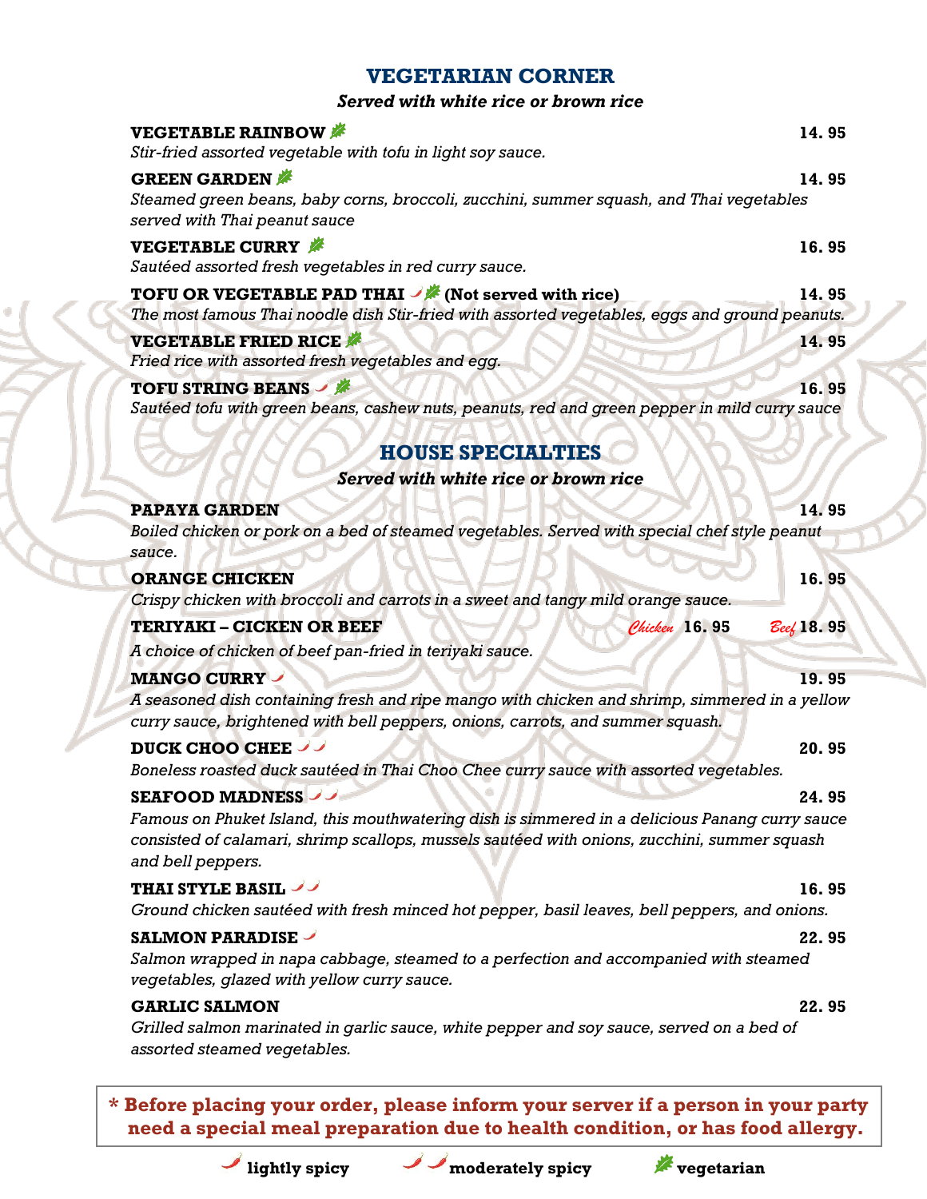## VEGETARIAN CORNER

***Served with white rice or brown rice***

**VEGETABLE RAINBOW** 🌿 **14. 95**
*Stir-fried assorted vegetable with tofu in light soy sauce.*

**GREEN GARDEN** 🌿 **14. 95**
*Steamed green beans, baby corns, broccoli, zucchini, summer squash, and Thai vegetables served with Thai peanut sauce*

**VEGETABLE CURRY** 🌿 **16. 95**
*Sautéed assorted fresh vegetables in red curry sauce.*

**TOFU OR VEGETABLE PAD THAI** 🌶 🌿 **(Not served with rice)** **14. 95**
*The most famous Thai noodle dish Stir-fried with assorted vegetables, eggs and ground peanuts.*

**VEGETABLE FRIED RICE** 🌿 **14. 95**
*Fried rice with assorted fresh vegetables and egg.*

**TOFU STRING BEANS** 🌶 🌿 **16. 95**
*Sautéed tofu with green beans, cashew nuts, peanuts, red and green pepper in mild curry sauce*

## HOUSE SPECIALTIES

***Served with white rice or brown rice***

**PAPAYA GARDEN** **14. 95**
*Boiled chicken or pork on a bed of steamed vegetables. Served with special chef style peanut sauce.*

**ORANGE CHICKEN** **16. 95**
*Crispy chicken with broccoli and carrots in a sweet and tangy mild orange sauce.*

**TERIYAKI – CICKEN OR BEEF** *Chicken* **16. 95** *Beef* **18. 95**
*A choice of chicken of beef pan-fried in teriyaki sauce.*

**MANGO CURRY** 🌶 **19. 95**
*A seasoned dish containing fresh and ripe mango with chicken and shrimp, simmered in a yellow curry sauce, brightened with bell peppers, onions, carrots, and summer squash.*

**DUCK CHOO CHEE** 🌶🌶 **20. 95**
*Boneless roasted duck sautéed in Thai Choo Chee curry sauce with assorted vegetables.*

**SEAFOOD MADNESS** 🌶🌶 **24. 95**
*Famous on Phuket Island, this mouthwatering dish is simmered in a delicious Panang curry sauce consisted of calamari, shrimp scallops, mussels sautéed with onions, zucchini, summer squash and bell peppers.*

**THAI STYLE BASIL** 🌶🌶 **16. 95**
*Ground chicken sautéed with fresh minced hot pepper, basil leaves, bell peppers, and onions.*

**SALMON PARADISE** 🌶 **22. 95**
*Salmon wrapped in napa cabbage, steamed to a perfection and accompanied with steamed vegetables, glazed with yellow curry sauce.*

**GARLIC SALMON** **22. 95**
*Grilled salmon marinated in garlic sauce, white pepper and soy sauce, served on a bed of assorted steamed vegetables.*

**\* Before placing your order, please inform your server if a person in your party need a special meal preparation due to health condition, or has food allergy.**

🌶 **lightly spicy** 🌶🌶 **moderately spicy** 🌿 **vegetarian**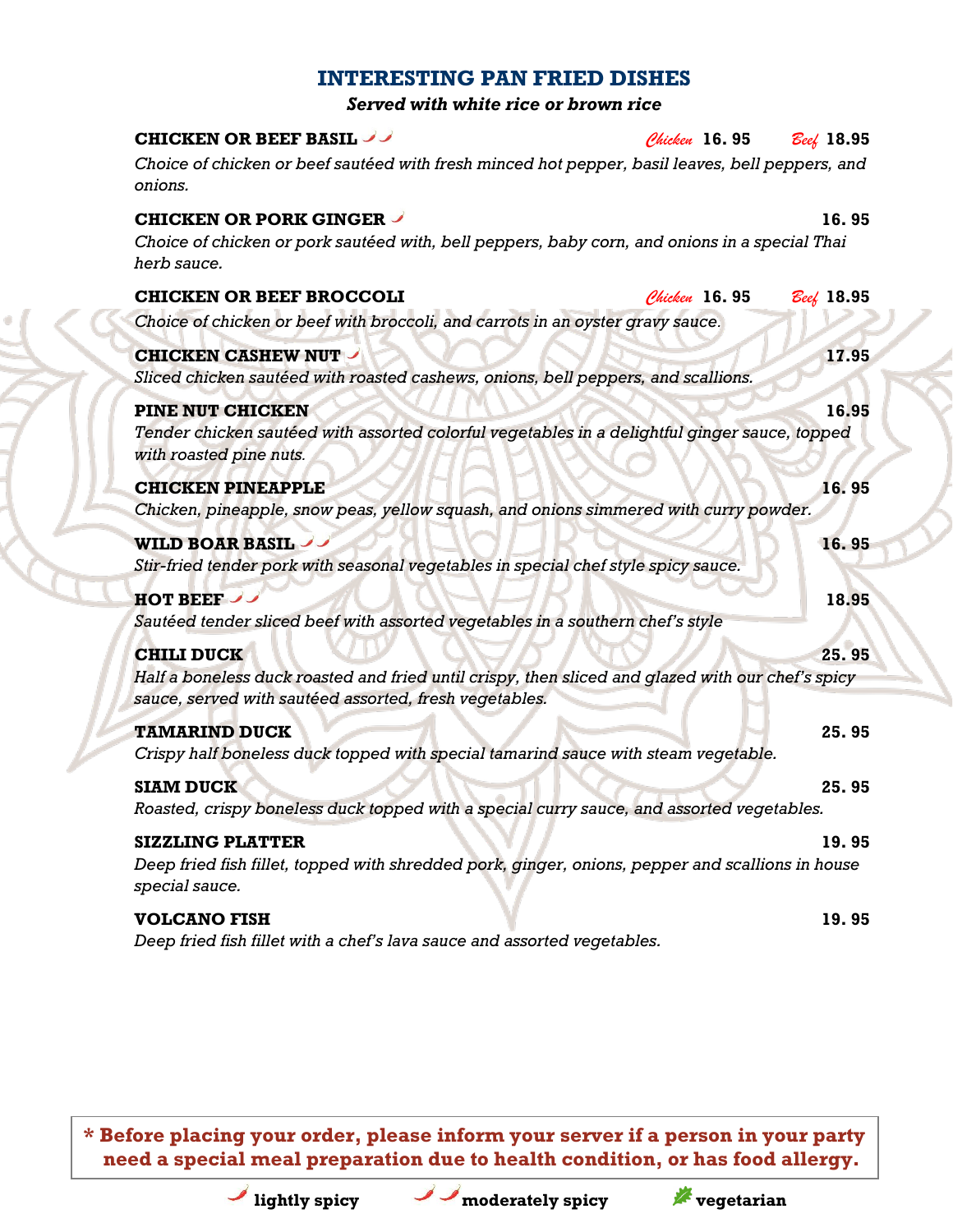## INTERESTING PAN FRIED DISHES

***Served with white rice or brown rice***

**CHICKEN OR BEEF BASIL** 🌶🌶 — *Chicken* **16. 95** *Beef* **18.95**

*Choice of chicken or beef sautéed with fresh minced hot pepper, basil leaves, bell peppers, and onions.*

**CHICKEN OR PORK GINGER** 🌶 — **16. 95**

*Choice of chicken or pork sautéed with, bell peppers, baby corn, and onions in a special Thai herb sauce.*

**CHICKEN OR BEEF BROCCOLI** — *Chicken* **16. 95** *Beef* **18.95**

*Choice of chicken or beef with broccoli, and carrots in an oyster gravy sauce.*

**CHICKEN CASHEW NUT** 🌶 — **17.95**

*Sliced chicken sautéed with roasted cashews, onions, bell peppers, and scallions.*

**PINE NUT CHICKEN** — **16.95**

*Tender chicken sautéed with assorted colorful vegetables in a delightful ginger sauce, topped with roasted pine nuts.*

**CHICKEN PINEAPPLE** — **16. 95**

*Chicken, pineapple, snow peas, yellow squash, and onions simmered with curry powder.*

**WILD BOAR BASIL** 🌶🌶 — **16. 95**

*Stir-fried tender pork with seasonal vegetables in special chef style spicy sauce.*

**HOT BEEF** 🌶🌶 — **18.95**

*Sautéed tender sliced beef with assorted vegetables in a southern chef's style*

**CHILI DUCK** — **25. 95**

*Half a boneless duck roasted and fried until crispy, then sliced and glazed with our chef's spicy sauce, served with sautéed assorted, fresh vegetables.*

**TAMARIND DUCK** — **25. 95**

*Crispy half boneless duck topped with special tamarind sauce with steam vegetable.*

**SIAM DUCK** — **25. 95**

*Roasted, crispy boneless duck topped with a special curry sauce, and assorted vegetables.*

**SIZZLING PLATTER** — **19. 95**

*Deep fried fish fillet, topped with shredded pork, ginger, onions, pepper and scallions in house special sauce.*

**VOLCANO FISH** — **19. 95**

*Deep fried fish fillet with a chef's lava sauce and assorted vegetables.*

**\* Before placing your order, please inform your server if a person in your party need a special meal preparation due to health condition, or has food allergy.**

🌶 **lightly spicy** 🌶🌶 **moderately spicy** 🌿 **vegetarian**